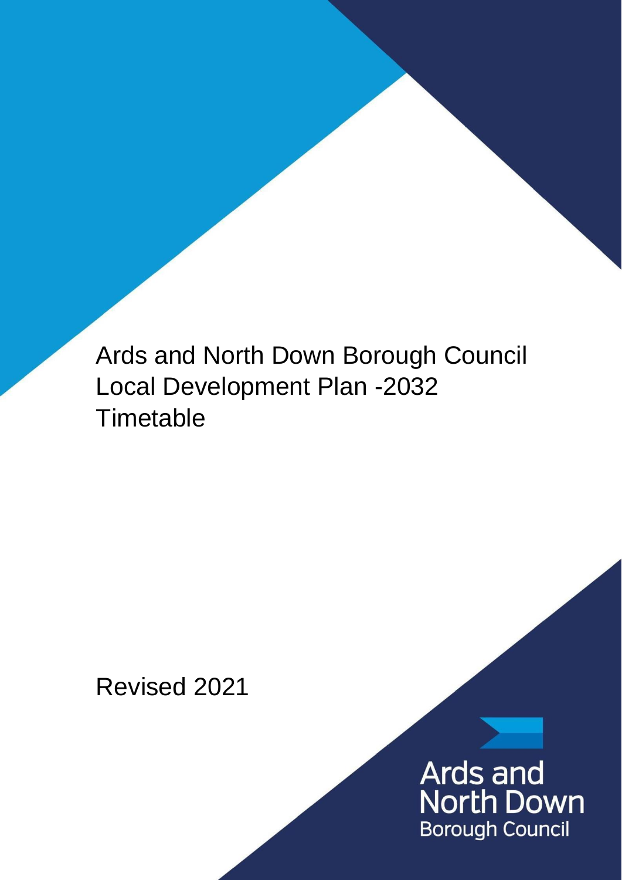# Ards and North Down Borough Council Local Development Plan -2032 Timetable

Revised 2021

Ards and North Down Borough Council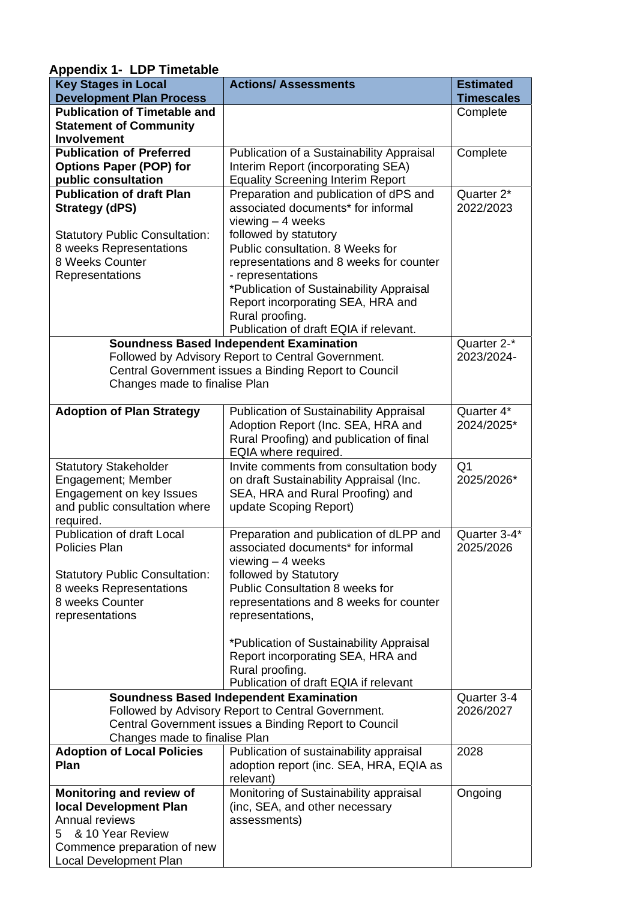## Appendix 1- LDP Timetable

| Key Stages in Local Development Plan Process | Actions/ Assessments | Estimated Timescales |
|---|---|---|
| **Publication of Timetable and Statement of Community Involvement** | | Complete |
| **Publication of Preferred Options Paper (POP) for public consultation** | Publication of a Sustainability Appraisal Interim Report (incorporating SEA) Equality Screening Interim Report | Complete |
| **Publication of draft Plan Strategy (dPS)**<br><br>Statutory Public Consultation:<br>8 weeks Representations<br>8 Weeks Counter Representations | Preparation and publication of dPS and associated documents* for informal viewing – 4 weeks followed by statutory Public consultation. 8 Weeks for representations and 8 weeks for counter - representations<br>*Publication of Sustainability Appraisal Report incorporating SEA, HRA and Rural proofing.<br>Publication of draft EQIA if relevant. | Quarter 2* 2022/2023 |
| **Soundness Based Independent Examination**<br>Followed by Advisory Report to Central Government.<br>Central Government issues a Binding Report to Council<br>Changes made to finalise Plan | | Quarter 2-* 2023/2024- |
| **Adoption of Plan Strategy** | Publication of Sustainability Appraisal Adoption Report (Inc. SEA, HRA and Rural Proofing) and publication of final EQIA where required. | Quarter 4* 2024/2025* |
| Statutory Stakeholder Engagement; Member Engagement on key Issues and public consultation where required. | Invite comments from consultation body on draft Sustainability Appraisal (Inc. SEA, HRA and Rural Proofing) and update Scoping Report) | Q1 2025/2026* |
| Publication of draft Local Policies Plan<br><br>Statutory Public Consultation:<br>8 weeks Representations<br>8 weeks Counter representations | Preparation and publication of dLPP and associated documents* for informal viewing – 4 weeks followed by Statutory Public Consultation 8 weeks for representations and 8 weeks for counter representations,<br><br>*Publication of Sustainability Appraisal Report incorporating SEA, HRA and Rural proofing.<br>Publication of draft EQIA if relevant | Quarter 3-4* 2025/2026 |
| **Soundness Based Independent Examination**<br>Followed by Advisory Report to Central Government.<br>Central Government issues a Binding Report to Council<br>Changes made to finalise Plan | | Quarter 3-4 2026/2027 |
| **Adoption of Local Policies Plan** | Publication of sustainability appraisal adoption report (inc. SEA, HRA, EQIA as relevant) | 2028 |
| **Monitoring and review of local Development Plan**<br>Annual reviews<br>5 & 10 Year Review<br>Commence preparation of new Local Development Plan | Monitoring of Sustainability appraisal (inc, SEA, and other necessary assessments) | Ongoing |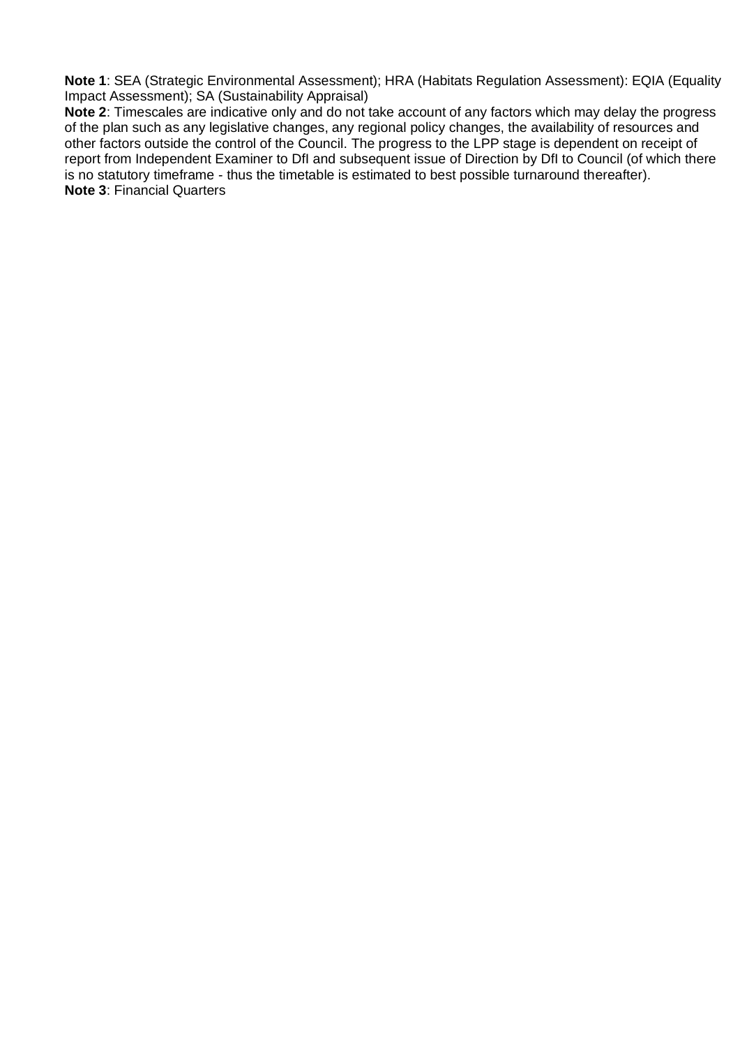**Note 1**: SEA (Strategic Environmental Assessment); HRA (Habitats Regulation Assessment): EQIA (Equality Impact Assessment); SA (Sustainability Appraisal)

**Note 2**: Timescales are indicative only and do not take account of any factors which may delay the progress of the plan such as any legislative changes, any regional policy changes, the availability of resources and other factors outside the control of the Council. The progress to the LPP stage is dependent on receipt of report from Independent Examiner to DfI and subsequent issue of Direction by DfI to Council (of which there is no statutory timeframe - thus the timetable is estimated to best possible turnaround thereafter).

**Note 3**: Financial Quarters